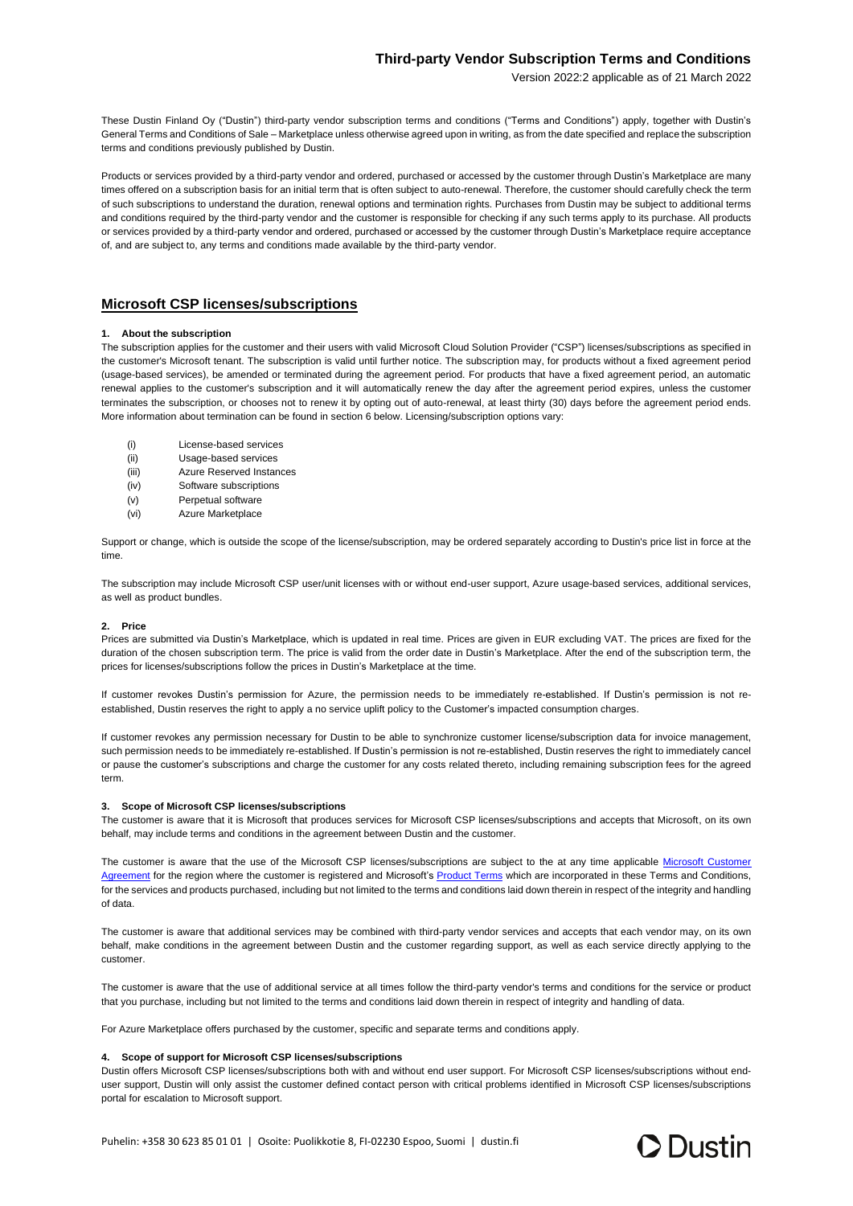# Third-party Vendor Subscription Terms and Conditions

Version 2022:2 applicable as of 21 March 2022

These Dustin Finland Oy ("Dustin") third-party vendor subscription terms and conditions ("Terms and Conditions") apply, together with Dustin's General Terms and Conditions of Sale – Marketplace unless otherwise agreed upon in writing, as from the date specified and replace the subscription terms and conditions previously published by Dustin.

Products or services provided by a third-party vendor and ordered, purchased or accessed by the customer through Dustin's Marketplace are many times offered on a subscription basis for an initial term that is often subject to auto-renewal. Therefore, the customer should carefully check the term of such subscriptions to understand the duration, renewal options and termination rights. Purchases from Dustin may be subject to additional terms and conditions required by the third-party vendor and the customer is responsible for checking if any such terms apply to its purchase. All products or services provided by a third-party vendor and ordered, purchased or accessed by the customer through Dustin's Marketplace require acceptance of, and are subject to, any terms and conditions made available by the third-party vendor.

## Microsoft CSP licenses/subscriptions

### 1. About the subscription

The subscription applies for the customer and their users with valid Microsoft Cloud Solution Provider ("CSP") licenses/subscriptions as specified in the customer's Microsoft tenant. The subscription is valid until further notice. The subscription may, for products without a fixed agreement period (usage-based services), be amended or terminated during the agreement period. For products that have a fixed agreement period, an automatic renewal applies to the customer's subscription and it will automatically renew the day after the agreement period expires, unless the customer terminates the subscription, or chooses not to renew it by opting out of auto-renewal, at least thirty (30) days before the agreement period ends. More information about termination can be found in section 6 below. Licensing/subscription options vary:

- (i) License-based services
- (ii) Usage-based services
- (iii) Azure Reserved Instances
- (iv) Software subscriptions
- (v) Perpetual software
- (vi) Azure Marketplace

Support or change, which is outside the scope of the license/subscription, may be ordered separately according to Dustin's price list in force at the time.

The subscription may include Microsoft CSP user/unit licenses with or without end-user support, Azure usage-based services, additional services, as well as product bundles.

### 2. Price

Prices are submitted via Dustin's Marketplace, which is updated in real time. Prices are given in EUR excluding VAT. The prices are fixed for the duration of the chosen subscription term. The price is valid from the order date in Dustin's Marketplace. After the end of the subscription term, the prices for licenses/subscriptions follow the prices in Dustin's Marketplace at the time.

If customer revokes Dustin's permission for Azure, the permission needs to be immediately re-established. If Dustin's permission is not re-established, Dustin reserves the right to apply a no service uplift policy to the Customer's impacted consumption charges.

If customer revokes any permission necessary for Dustin to be able to synchronize customer license/subscription data for invoice management, such permission needs to be immediately re-established. If Dustin's permission is not re-established, Dustin reserves the right to immediately cancel or pause the customer's subscriptions and charge the customer for any costs related thereto, including remaining subscription fees for the agreed term.

### 3. Scope of Microsoft CSP licenses/subscriptions

The customer is aware that it is Microsoft that produces services for Microsoft CSP licenses/subscriptions and accepts that Microsoft, on its own behalf, may include terms and conditions in the agreement between Dustin and the customer.

The customer is aware that the use of the Microsoft CSP licenses/subscriptions are subject to the at any time applicable Microsoft Customer Agreement for the region where the customer is registered and Microsoft's Product Terms which are incorporated in these Terms and Conditions, for the services and products purchased, including but not limited to the terms and conditions laid down therein in respect of the integrity and handling of data.

The customer is aware that additional services may be combined with third-party vendor services and accepts that each vendor may, on its own behalf, make conditions in the agreement between Dustin and the customer regarding support, as well as each service directly applying to the customer.

The customer is aware that the use of additional service at all times follow the third-party vendor's terms and conditions for the service or product that you purchase, including but not limited to the terms and conditions laid down therein in respect of integrity and handling of data.

For Azure Marketplace offers purchased by the customer, specific and separate terms and conditions apply.

### 4. Scope of support for Microsoft CSP licenses/subscriptions

Dustin offers Microsoft CSP licenses/subscriptions both with and without end user support. For Microsoft CSP licenses/subscriptions without end-user support, Dustin will only assist the customer defined contact person with critical problems identified in Microsoft CSP licenses/subscriptions portal for escalation to Microsoft support.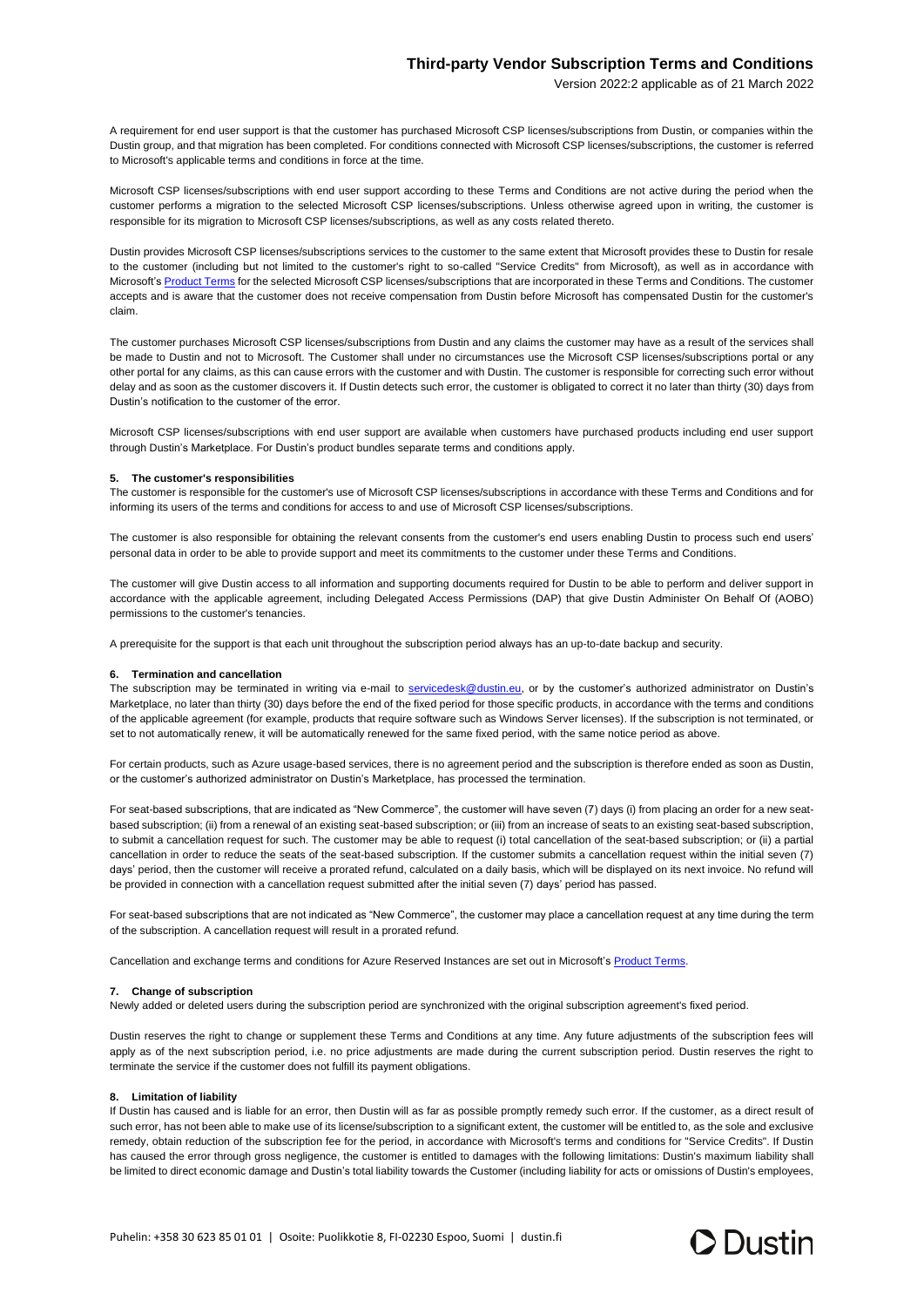A requirement for end user support is that the customer has purchased Microsoft CSP licenses/subscriptions from Dustin, or companies within the Dustin group, and that migration has been completed. For conditions connected with Microsoft CSP licenses/subscriptions, the customer is referred to Microsoft's applicable terms and conditions in force at the time.

Microsoft CSP licenses/subscriptions with end user support according to these Terms and Conditions are not active during the period when the customer performs a migration to the selected Microsoft CSP licenses/subscriptions. Unless otherwise agreed upon in writing, the customer is responsible for its migration to Microsoft CSP licenses/subscriptions, as well as any costs related thereto.

Dustin provides Microsoft CSP licenses/subscriptions services to the customer to the same extent that Microsoft provides these to Dustin for resale to the customer (including but not limited to the customer's right to so-called "Service Credits" from Microsoft), as well as in accordance with Microsoft's Product Terms for the selected Microsoft CSP licenses/subscriptions that are incorporated in these Terms and Conditions. The customer accepts and is aware that the customer does not receive compensation from Dustin before Microsoft has compensated Dustin for the customer's claim.

The customer purchases Microsoft CSP licenses/subscriptions from Dustin and any claims the customer may have as a result of the services shall be made to Dustin and not to Microsoft. The Customer shall under no circumstances use the Microsoft CSP licenses/subscriptions portal or any other portal for any claims, as this can cause errors with the customer and with Dustin. The customer is responsible for correcting such error without delay and as soon as the customer discovers it. If Dustin detects such error, the customer is obligated to correct it no later than thirty (30) days from Dustin's notification to the customer of the error.

Microsoft CSP licenses/subscriptions with end user support are available when customers have purchased products including end user support through Dustin's Marketplace. For Dustin's product bundles separate terms and conditions apply.

**5. The customer's responsibilities**

The customer is responsible for the customer's use of Microsoft CSP licenses/subscriptions in accordance with these Terms and Conditions and for informing its users of the terms and conditions for access to and use of Microsoft CSP licenses/subscriptions.

The customer is also responsible for obtaining the relevant consents from the customer's end users enabling Dustin to process such end users' personal data in order to be able to provide support and meet its commitments to the customer under these Terms and Conditions.

The customer will give Dustin access to all information and supporting documents required for Dustin to be able to perform and deliver support in accordance with the applicable agreement, including Delegated Access Permissions (DAP) that give Dustin Administer On Behalf Of (AOBO) permissions to the customer's tenancies.

A prerequisite for the support is that each unit throughout the subscription period always has an up-to-date backup and security.

**6. Termination and cancellation**

The subscription may be terminated in writing via e-mail to servicedesk@dustin.eu, or by the customer's authorized administrator on Dustin's Marketplace, no later than thirty (30) days before the end of the fixed period for those specific products, in accordance with the terms and conditions of the applicable agreement (for example, products that require software such as Windows Server licenses). If the subscription is not terminated, or set to not automatically renew, it will be automatically renewed for the same fixed period, with the same notice period as above.

For certain products, such as Azure usage-based services, there is no agreement period and the subscription is therefore ended as soon as Dustin, or the customer's authorized administrator on Dustin's Marketplace, has processed the termination.

For seat-based subscriptions, that are indicated as "New Commerce", the customer will have seven (7) days (i) from placing an order for a new seat-based subscription; (ii) from a renewal of an existing seat-based subscription; or (iii) from an increase of seats to an existing seat-based subscription, to submit a cancellation request for such. The customer may be able to request (i) total cancellation of the seat-based subscription; or (ii) a partial cancellation in order to reduce the seats of the seat-based subscription. If the customer submits a cancellation request within the initial seven (7) days' period, then the customer will receive a prorated refund, calculated on a daily basis, which will be displayed on its next invoice. No refund will be provided in connection with a cancellation request submitted after the initial seven (7) days' period has passed.

For seat-based subscriptions that are not indicated as "New Commerce", the customer may place a cancellation request at any time during the term of the subscription. A cancellation request will result in a prorated refund.

Cancellation and exchange terms and conditions for Azure Reserved Instances are set out in Microsoft's Product Terms.

**7. Change of subscription**

Newly added or deleted users during the subscription period are synchronized with the original subscription agreement's fixed period.

Dustin reserves the right to change or supplement these Terms and Conditions at any time. Any future adjustments of the subscription fees will apply as of the next subscription period, i.e. no price adjustments are made during the current subscription period. Dustin reserves the right to terminate the service if the customer does not fulfill its payment obligations.

**8. Limitation of liability**

If Dustin has caused and is liable for an error, then Dustin will as far as possible promptly remedy such error. If the customer, as a direct result of such error, has not been able to make use of its license/subscription to a significant extent, the customer will be entitled to, as the sole and exclusive remedy, obtain reduction of the subscription fee for the period, in accordance with Microsoft's terms and conditions for "Service Credits". If Dustin has caused the error through gross negligence, the customer is entitled to damages with the following limitations: Dustin's maximum liability shall be limited to direct economic damage and Dustin's total liability towards the Customer (including liability for acts or omissions of Dustin's employees,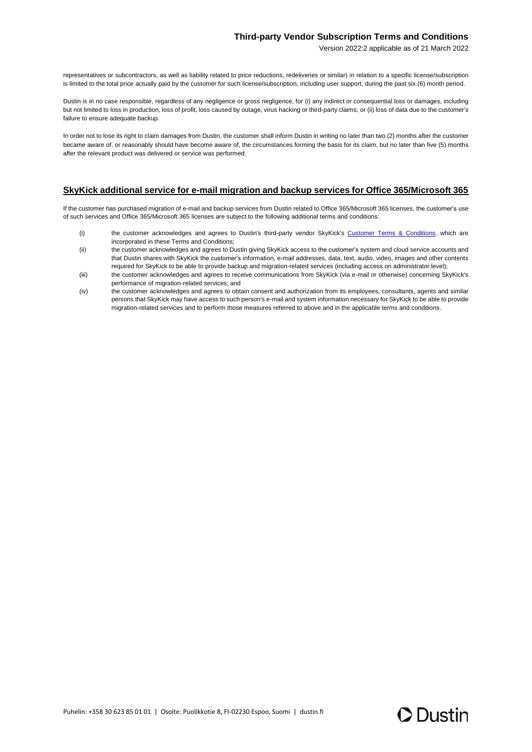representatives or subcontractors, as well as liability related to price reductions, redeliveries or similar) in relation to a specific license/subscription is limited to the total price actually paid by the customer for such license/subscription, including user support, during the past six (6) month period.

Dustin is in no case responsible, regardless of any negligence or gross negligence, for (i) any indirect or consequential loss or damages, including but not limited to loss in production, loss of profit, loss caused by outage, virus hacking or third-party claims; or (ii) loss of data due to the customer's failure to ensure adequate backup.

In order not to lose its right to claim damages from Dustin, the customer shall inform Dustin in writing no later than two (2) months after the customer became aware of, or reasonably should have become aware of, the circumstances forming the basis for its claim, but no later than five (5) months after the relevant product was delivered or service was performed.

## SkyKick additional service for e-mail migration and backup services for Office 365/Microsoft 365

If the customer has purchased migration of e-mail and backup services from Dustin related to Office 365/Microsoft 365 licenses, the customer's use of such services and Office 365/Microsoft 365 licenses are subject to the following additional terms and conditions:

(i) the customer acknowledges and agrees to Dustin's third-party vendor SkyKick's Customer Terms & Conditions, which are incorporated in these Terms and Conditions;

(ii) the customer acknowledges and agrees to Dustin giving SkyKick access to the customer's system and cloud service accounts and that Dustin shares with SkyKick the customer's information, e-mail addresses, data, text, audio, video, images and other contents required for SkyKick to be able to provide backup and migration-related services (including access on administrator level);

(iii) the customer acknowledges and agrees to receive communications from SkyKick (via e-mail or otherwise) concerning SkyKick's performance of migration-related services; and

(iv) the customer acknowledges and agrees to obtain consent and authorization from its employees, consultants, agents and similar persons that SkyKick may have access to such person's e-mail and system information necessary for SkyKick to be able to provide migration-related services and to perform those measures referred to above and in the applicable terms and conditions.